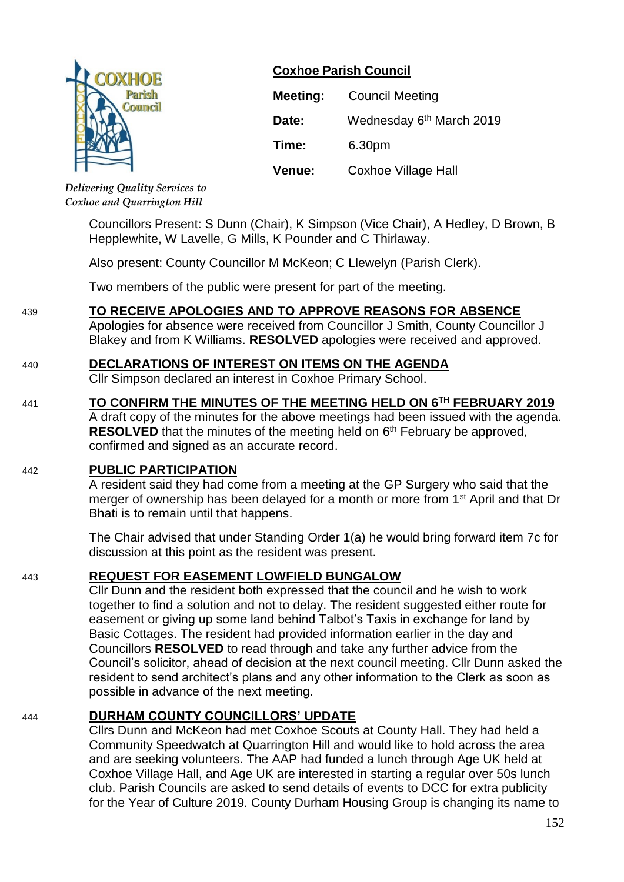# Coxhoe Parish Council

*Delivering Quality Services to Coxhoe and Quarrington Hill*

| | |
|---|---|
| **Meeting:** | Council Meeting |
| **Date:** | Wednesday 6th March 2019 |
| **Time:** | 6.30pm |
| **Venue:** | Coxhoe Village Hall |

Councillors Present: S Dunn (Chair), K Simpson (Vice Chair), A Hedley, D Brown, B Hepplewhite, W Lavelle, G Mills, K Pounder and C Thirlaway.

Also present: County Councillor M McKeon; C Llewelyn (Parish Clerk).

Two members of the public were present for part of the meeting.

439 **TO RECEIVE APOLOGIES AND TO APPROVE REASONS FOR ABSENCE**

Apologies for absence were received from Councillor J Smith, County Councillor J Blakey and from K Williams. **RESOLVED** apologies were received and approved.

440 **DECLARATIONS OF INTEREST ON ITEMS ON THE AGENDA**

Cllr Simpson declared an interest in Coxhoe Primary School.

441 **TO CONFIRM THE MINUTES OF THE MEETING HELD ON 6TH FEBRUARY 2019**

A draft copy of the minutes for the above meetings had been issued with the agenda. **RESOLVED** that the minutes of the meeting held on 6th February be approved, confirmed and signed as an accurate record.

442 **PUBLIC PARTICIPATION**

A resident said they had come from a meeting at the GP Surgery who said that the merger of ownership has been delayed for a month or more from 1st April and that Dr Bhati is to remain until that happens.

The Chair advised that under Standing Order 1(a) he would bring forward item 7c for discussion at this point as the resident was present.

443 **REQUEST FOR EASEMENT LOWFIELD BUNGALOW**

Cllr Dunn and the resident both expressed that the council and he wish to work together to find a solution and not to delay. The resident suggested either route for easement or giving up some land behind Talbot's Taxis in exchange for land by Basic Cottages. The resident had provided information earlier in the day and Councillors **RESOLVED** to read through and take any further advice from the Council's solicitor, ahead of decision at the next council meeting. Cllr Dunn asked the resident to send architect's plans and any other information to the Clerk as soon as possible in advance of the next meeting.

444 **DURHAM COUNTY COUNCILLORS' UPDATE**

Cllrs Dunn and McKeon had met Coxhoe Scouts at County Hall. They had held a Community Speedwatch at Quarrington Hill and would like to hold across the area and are seeking volunteers. The AAP had funded a lunch through Age UK held at Coxhoe Village Hall, and Age UK are interested in starting a regular over 50s lunch club. Parish Councils are asked to send details of events to DCC for extra publicity for the Year of Culture 2019. County Durham Housing Group is changing its name to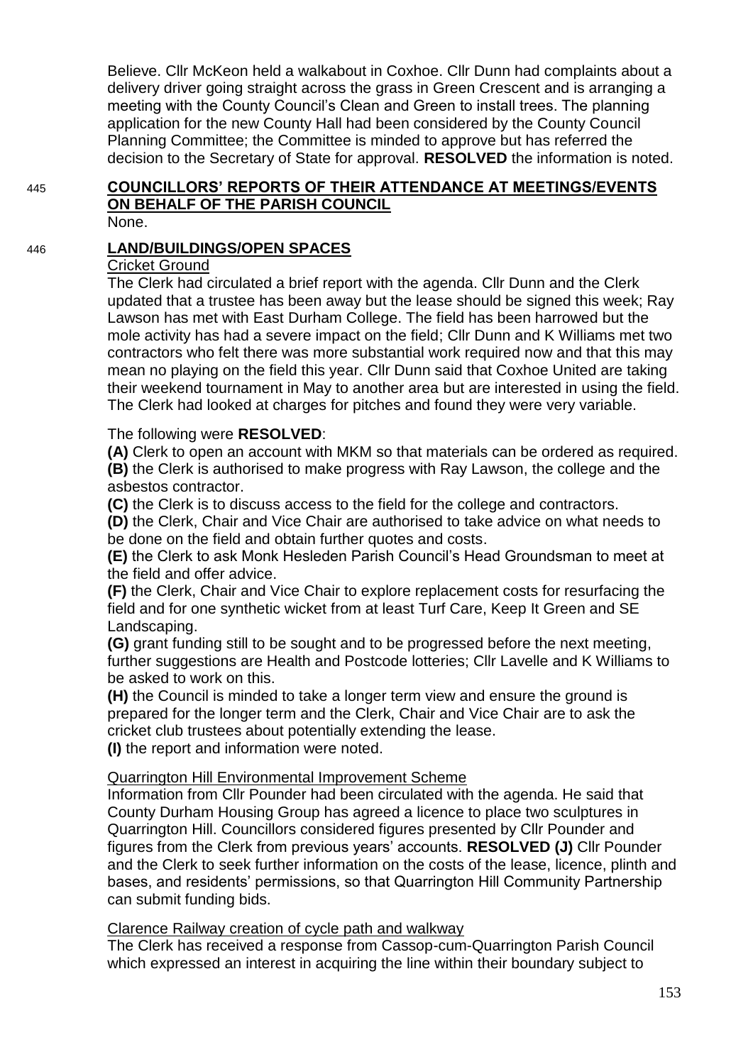Believe. Cllr McKeon held a walkabout in Coxhoe. Cllr Dunn had complaints about a delivery driver going straight across the grass in Green Crescent and is arranging a meeting with the County Council's Clean and Green to install trees. The planning application for the new County Hall had been considered by the County Council Planning Committee; the Committee is minded to approve but has referred the decision to the Secretary of State for approval. **RESOLVED** the information is noted.

445 **COUNCILLORS' REPORTS OF THEIR ATTENDANCE AT MEETINGS/EVENTS ON BEHALF OF THE PARISH COUNCIL**

None.

446 **LAND/BUILDINGS/OPEN SPACES**

Cricket Ground

The Clerk had circulated a brief report with the agenda. Cllr Dunn and the Clerk updated that a trustee has been away but the lease should be signed this week; Ray Lawson has met with East Durham College. The field has been harrowed but the mole activity has had a severe impact on the field; Cllr Dunn and K Williams met two contractors who felt there was more substantial work required now and that this may mean no playing on the field this year. Cllr Dunn said that Coxhoe United are taking their weekend tournament in May to another area but are interested in using the field. The Clerk had looked at charges for pitches and found they were very variable.

The following were **RESOLVED**:

**(A)** Clerk to open an account with MKM so that materials can be ordered as required.
**(B)** the Clerk is authorised to make progress with Ray Lawson, the college and the asbestos contractor.
**(C)** the Clerk is to discuss access to the field for the college and contractors.
**(D)** the Clerk, Chair and Vice Chair are authorised to take advice on what needs to be done on the field and obtain further quotes and costs.
**(E)** the Clerk to ask Monk Hesleden Parish Council's Head Groundsman to meet at the field and offer advice.
**(F)** the Clerk, Chair and Vice Chair to explore replacement costs for resurfacing the field and for one synthetic wicket from at least Turf Care, Keep It Green and SE Landscaping.
**(G)** grant funding still to be sought and to be progressed before the next meeting, further suggestions are Health and Postcode lotteries; Cllr Lavelle and K Williams to be asked to work on this.
**(H)** the Council is minded to take a longer term view and ensure the ground is prepared for the longer term and the Clerk, Chair and Vice Chair are to ask the cricket club trustees about potentially extending the lease.
**(I)** the report and information were noted.

Quarrington Hill Environmental Improvement Scheme

Information from Cllr Pounder had been circulated with the agenda. He said that County Durham Housing Group has agreed a licence to place two sculptures in Quarrington Hill. Councillors considered figures presented by Cllr Pounder and figures from the Clerk from previous years' accounts. **RESOLVED (J)** Cllr Pounder and the Clerk to seek further information on the costs of the lease, licence, plinth and bases, and residents' permissions, so that Quarrington Hill Community Partnership can submit funding bids.

Clarence Railway creation of cycle path and walkway

The Clerk has received a response from Cassop-cum-Quarrington Parish Council which expressed an interest in acquiring the line within their boundary subject to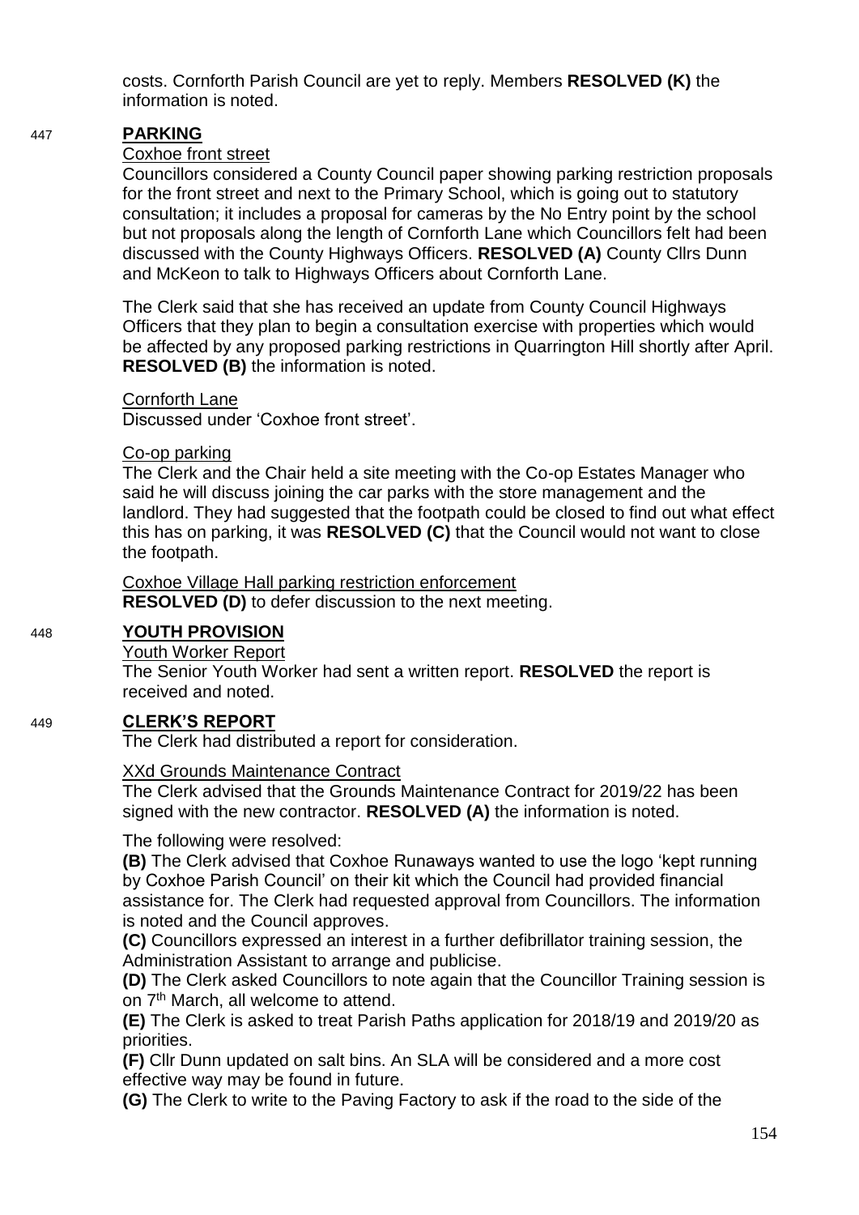costs. Cornforth Parish Council are yet to reply. Members **RESOLVED (K)** the information is noted.

447 **PARKING**

Coxhoe front street

Councillors considered a County Council paper showing parking restriction proposals for the front street and next to the Primary School, which is going out to statutory consultation; it includes a proposal for cameras by the No Entry point by the school but not proposals along the length of Cornforth Lane which Councillors felt had been discussed with the County Highways Officers. **RESOLVED (A)** County Cllrs Dunn and McKeon to talk to Highways Officers about Cornforth Lane.

The Clerk said that she has received an update from County Council Highways Officers that they plan to begin a consultation exercise with properties which would be affected by any proposed parking restrictions in Quarrington Hill shortly after April. **RESOLVED (B)** the information is noted.

Cornforth Lane

Discussed under 'Coxhoe front street'.

Co-op parking

The Clerk and the Chair held a site meeting with the Co-op Estates Manager who said he will discuss joining the car parks with the store management and the landlord. They had suggested that the footpath could be closed to find out what effect this has on parking, it was **RESOLVED (C)** that the Council would not want to close the footpath.

Coxhoe Village Hall parking restriction enforcement

**RESOLVED (D)** to defer discussion to the next meeting.

448 **YOUTH PROVISION**

Youth Worker Report

The Senior Youth Worker had sent a written report. **RESOLVED** the report is received and noted.

449 **CLERK'S REPORT**

The Clerk had distributed a report for consideration.

XXd Grounds Maintenance Contract

The Clerk advised that the Grounds Maintenance Contract for 2019/22 has been signed with the new contractor. **RESOLVED (A)** the information is noted.

The following were resolved:

**(B)** The Clerk advised that Coxhoe Runaways wanted to use the logo 'kept running by Coxhoe Parish Council' on their kit which the Council had provided financial assistance for. The Clerk had requested approval from Councillors. The information is noted and the Council approves.

**(C)** Councillors expressed an interest in a further defibrillator training session, the Administration Assistant to arrange and publicise.

**(D)** The Clerk asked Councillors to note again that the Councillor Training session is on 7th March, all welcome to attend.

**(E)** The Clerk is asked to treat Parish Paths application for 2018/19 and 2019/20 as priorities.

**(F)** Cllr Dunn updated on salt bins. An SLA will be considered and a more cost effective way may be found in future.

**(G)** The Clerk to write to the Paving Factory to ask if the road to the side of the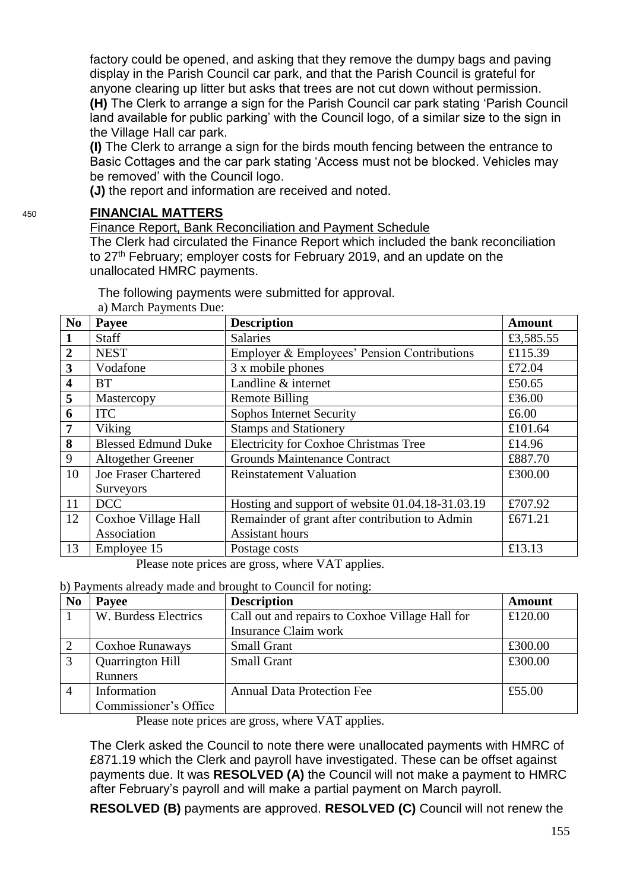factory could be opened, and asking that they remove the dumpy bags and paving display in the Parish Council car park, and that the Parish Council is grateful for anyone clearing up litter but asks that trees are not cut down without permission.

**(H)** The Clerk to arrange a sign for the Parish Council car park stating 'Parish Council land available for public parking' with the Council logo, of a similar size to the sign in the Village Hall car park.

**(I)** The Clerk to arrange a sign for the birds mouth fencing between the entrance to Basic Cottages and the car park stating 'Access must not be blocked. Vehicles may be removed' with the Council logo.

**(J)** the report and information are received and noted.

450 **FINANCIAL MATTERS**

Finance Report, Bank Reconciliation and Payment Schedule

The Clerk had circulated the Finance Report which included the bank reconciliation to 27th February; employer costs for February 2019, and an update on the unallocated HMRC payments.

The following payments were submitted for approval.

a) March Payments Due:

| No | Payee | Description | Amount |
|---|---|---|---|
| 1 | Staff | Salaries | £3,585.55 |
| 2 | NEST | Employer & Employees' Pension Contributions | £115.39 |
| 3 | Vodafone | 3 x mobile phones | £72.04 |
| 4 | BT | Landline & internet | £50.65 |
| 5 | Mastercopy | Remote Billing | £36.00 |
| 6 | ITC | Sophos Internet Security | £6.00 |
| 7 | Viking | Stamps and Stationery | £101.64 |
| 8 | Blessed Edmund Duke | Electricity for Coxhoe Christmas Tree | £14.96 |
| 9 | Altogether Greener | Grounds Maintenance Contract | £887.70 |
| 10 | Joe Fraser Chartered Surveyors | Reinstatement Valuation | £300.00 |
| 11 | DCC | Hosting and support of website 01.04.18-31.03.19 | £707.92 |
| 12 | Coxhoe Village Hall Association | Remainder of grant after contribution to Admin Assistant hours | £671.21 |
| 13 | Employee 15 | Postage costs | £13.13 |

Please note prices are gross, where VAT applies.

b) Payments already made and brought to Council for noting:

| No | Payee | Description | Amount |
|---|---|---|---|
| 1 | W. Burdess Electrics | Call out and repairs to Coxhoe Village Hall for Insurance Claim work | £120.00 |
| 2 | Coxhoe Runaways | Small Grant | £300.00 |
| 3 | Quarrington Hill Runners | Small Grant | £300.00 |
| 4 | Information Commissioner's Office | Annual Data Protection Fee | £55.00 |

Please note prices are gross, where VAT applies.

The Clerk asked the Council to note there were unallocated payments with HMRC of £871.19 which the Clerk and payroll have investigated. These can be offset against payments due. It was **RESOLVED (A)** the Council will not make a payment to HMRC after February's payroll and will make a partial payment on March payroll.

**RESOLVED (B)** payments are approved. **RESOLVED (C)** Council will not renew the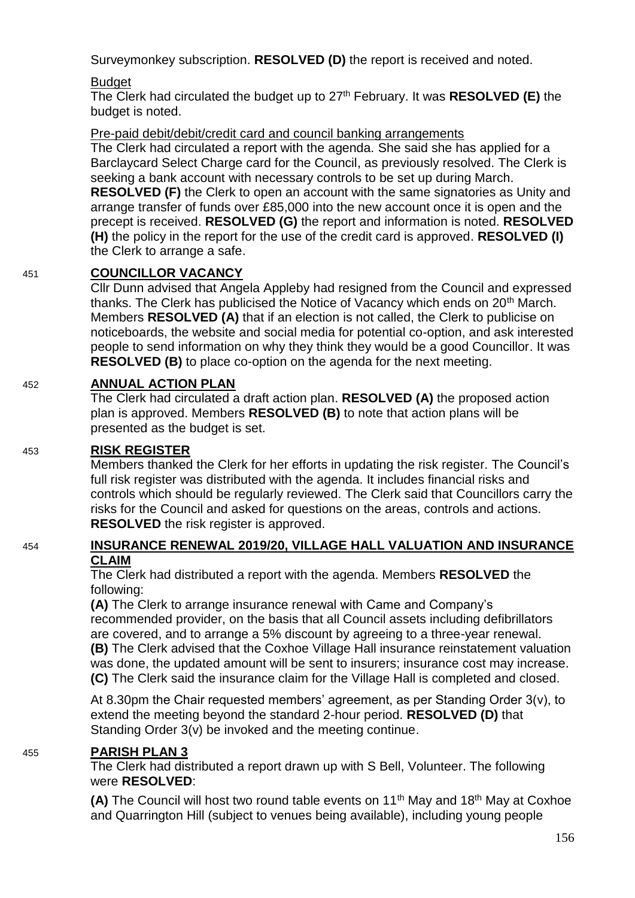Surveymonkey subscription. **RESOLVED (D)** the report is received and noted.

Budget

The Clerk had circulated the budget up to 27th February. It was **RESOLVED (E)** the budget is noted.

Pre-paid debit/debit/credit card and council banking arrangements

The Clerk had circulated a report with the agenda. She said she has applied for a Barclaycard Select Charge card for the Council, as previously resolved. The Clerk is seeking a bank account with necessary controls to be set up during March. **RESOLVED (F)** the Clerk to open an account with the same signatories as Unity and arrange transfer of funds over £85,000 into the new account once it is open and the precept is received. **RESOLVED (G)** the report and information is noted. **RESOLVED (H)** the policy in the report for the use of the credit card is approved. **RESOLVED (I)** the Clerk to arrange a safe.

451 **COUNCILLOR VACANCY**

Cllr Dunn advised that Angela Appleby had resigned from the Council and expressed thanks. The Clerk has publicised the Notice of Vacancy which ends on 20th March. Members **RESOLVED (A)** that if an election is not called, the Clerk to publicise on noticeboards, the website and social media for potential co-option, and ask interested people to send information on why they think they would be a good Councillor. It was **RESOLVED (B)** to place co-option on the agenda for the next meeting.

452 **ANNUAL ACTION PLAN**

The Clerk had circulated a draft action plan. **RESOLVED (A)** the proposed action plan is approved. Members **RESOLVED (B)** to note that action plans will be presented as the budget is set.

453 **RISK REGISTER**

Members thanked the Clerk for her efforts in updating the risk register. The Council's full risk register was distributed with the agenda. It includes financial risks and controls which should be regularly reviewed. The Clerk said that Councillors carry the risks for the Council and asked for questions on the areas, controls and actions. **RESOLVED** the risk register is approved.

454 **INSURANCE RENEWAL 2019/20, VILLAGE HALL VALUATION AND INSURANCE CLAIM**

The Clerk had distributed a report with the agenda. Members **RESOLVED** the following:

**(A)** The Clerk to arrange insurance renewal with Came and Company's recommended provider, on the basis that all Council assets including defibrillators are covered, and to arrange a 5% discount by agreeing to a three-year renewal.
**(B)** The Clerk advised that the Coxhoe Village Hall insurance reinstatement valuation was done, the updated amount will be sent to insurers; insurance cost may increase.
**(C)** The Clerk said the insurance claim for the Village Hall is completed and closed.

At 8.30pm the Chair requested members' agreement, as per Standing Order 3(v), to extend the meeting beyond the standard 2-hour period. **RESOLVED (D)** that Standing Order 3(v) be invoked and the meeting continue.

455 **PARISH PLAN 3**

The Clerk had distributed a report drawn up with S Bell, Volunteer. The following were **RESOLVED**:

**(A)** The Council will host two round table events on 11th May and 18th May at Coxhoe and Quarrington Hill (subject to venues being available), including young people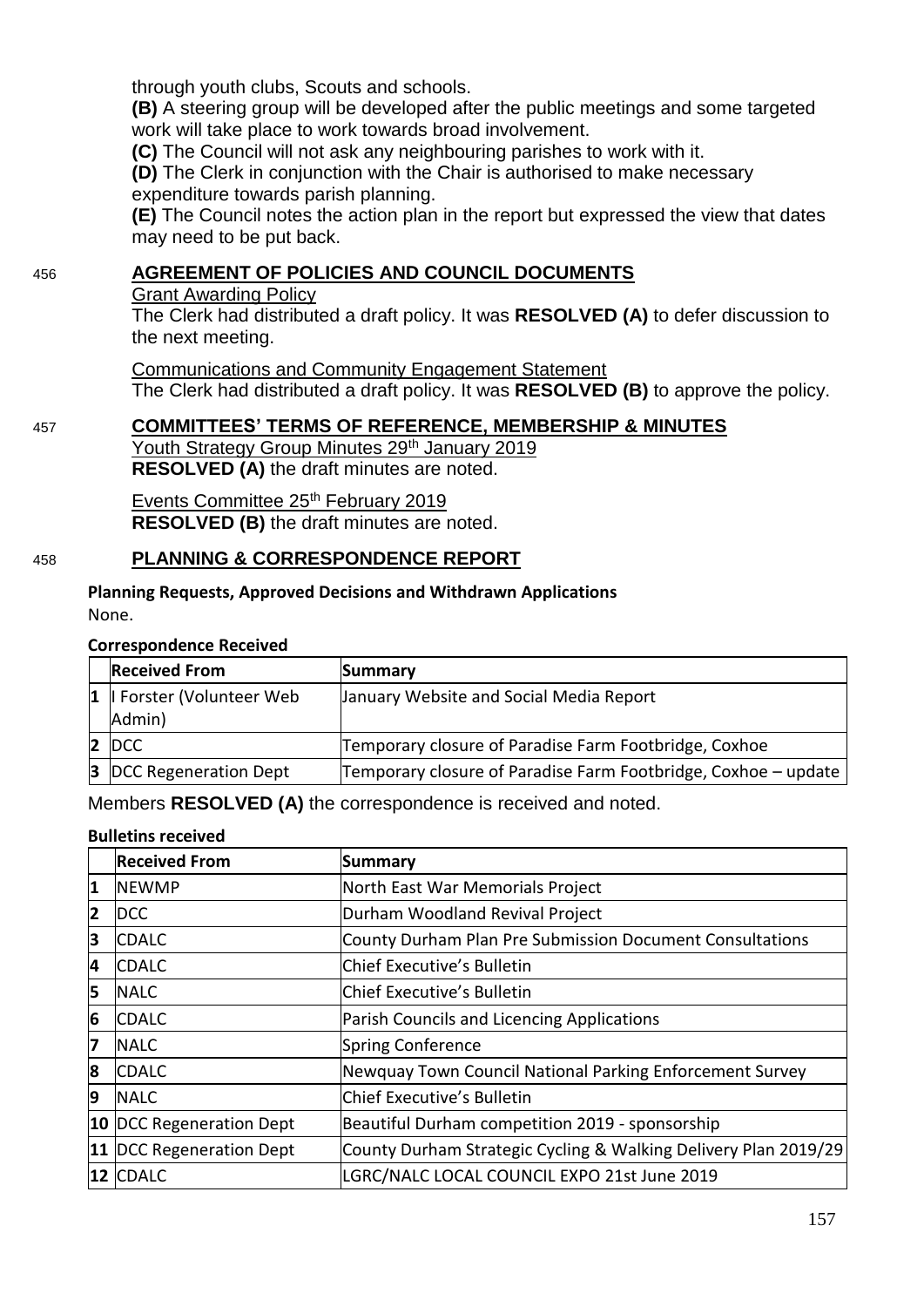through youth clubs, Scouts and schools.

**(B)** A steering group will be developed after the public meetings and some targeted work will take place to work towards broad involvement.

**(C)** The Council will not ask any neighbouring parishes to work with it.

**(D)** The Clerk in conjunction with the Chair is authorised to make necessary expenditure towards parish planning.

**(E)** The Council notes the action plan in the report but expressed the view that dates may need to be put back.

## 456 AGREEMENT OF POLICIES AND COUNCIL DOCUMENTS

Grant Awarding Policy

The Clerk had distributed a draft policy. It was **RESOLVED (A)** to defer discussion to the next meeting.

Communications and Community Engagement Statement

The Clerk had distributed a draft policy. It was **RESOLVED (B)** to approve the policy.

## 457 COMMITTEES' TERMS OF REFERENCE, MEMBERSHIP & MINUTES

Youth Strategy Group Minutes 29th January 2019

**RESOLVED (A)** the draft minutes are noted.

Events Committee 25th February 2019

**RESOLVED (B)** the draft minutes are noted.

## 458 PLANNING & CORRESPONDENCE REPORT

**Planning Requests, Approved Decisions and Withdrawn Applications**

None.

**Correspondence Received**

| | Received From | Summary |
|---|---|---|
| 1 | I Forster (Volunteer Web Admin) | January Website and Social Media Report |
| 2 | DCC | Temporary closure of Paradise Farm Footbridge, Coxhoe |
| 3 | DCC Regeneration Dept | Temporary closure of Paradise Farm Footbridge, Coxhoe – update |

Members **RESOLVED (A)** the correspondence is received and noted.

**Bulletins received**

| | Received From | Summary |
|---|---|---|
| 1 | NEWMP | North East War Memorials Project |
| 2 | DCC | Durham Woodland Revival Project |
| 3 | CDALC | County Durham Plan Pre Submission Document Consultations |
| 4 | CDALC | Chief Executive's Bulletin |
| 5 | NALC | Chief Executive's Bulletin |
| 6 | CDALC | Parish Councils and Licencing Applications |
| 7 | NALC | Spring Conference |
| 8 | CDALC | Newquay Town Council National Parking Enforcement Survey |
| 9 | NALC | Chief Executive's Bulletin |
| 10 | DCC Regeneration Dept | Beautiful Durham competition 2019 - sponsorship |
| 11 | DCC Regeneration Dept | County Durham Strategic Cycling & Walking Delivery Plan 2019/29 |
| 12 | CDALC | LGRC/NALC LOCAL COUNCIL EXPO 21st June 2019 |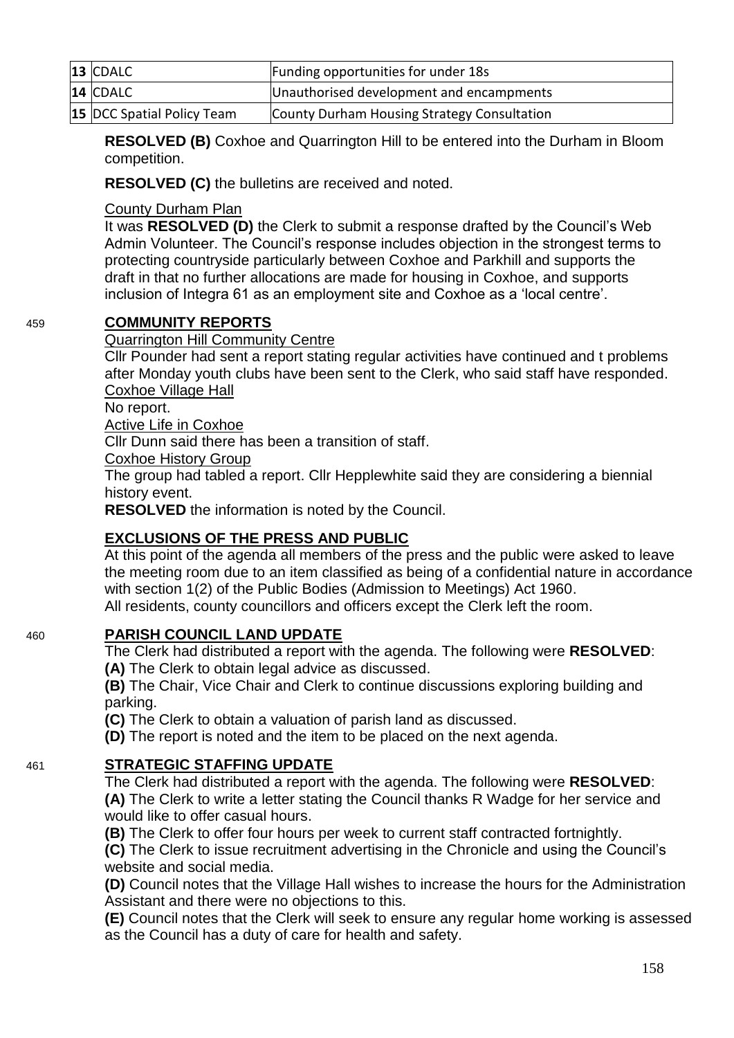| | | |
|---|---|---|
| **13** | CDALC | Funding opportunities for under 18s |
| **14** | CDALC | Unauthorised development and encampments |
| **15** | DCC Spatial Policy Team | County Durham Housing Strategy Consultation |

**RESOLVED (B)** Coxhoe and Quarrington Hill to be entered into the Durham in Bloom competition.

**RESOLVED (C)** the bulletins are received and noted.

County Durham Plan

It was **RESOLVED (D)** the Clerk to submit a response drafted by the Council's Web Admin Volunteer. The Council's response includes objection in the strongest terms to protecting countryside particularly between Coxhoe and Parkhill and supports the draft in that no further allocations are made for housing in Coxhoe, and supports inclusion of Integra 61 as an employment site and Coxhoe as a 'local centre'.

459 **COMMUNITY REPORTS**

Quarrington Hill Community Centre

Cllr Pounder had sent a report stating regular activities have continued and t problems after Monday youth clubs have been sent to the Clerk, who said staff have responded.

Coxhoe Village Hall

No report.

Active Life in Coxhoe

Cllr Dunn said there has been a transition of staff.

Coxhoe History Group

The group had tabled a report. Cllr Hepplewhite said they are considering a biennial history event.

**RESOLVED** the information is noted by the Council.

**EXCLUSIONS OF THE PRESS AND PUBLIC**

At this point of the agenda all members of the press and the public were asked to leave the meeting room due to an item classified as being of a confidential nature in accordance with section 1(2) of the Public Bodies (Admission to Meetings) Act 1960.
All residents, county councillors and officers except the Clerk left the room.

460 **PARISH COUNCIL LAND UPDATE**

The Clerk had distributed a report with the agenda. The following were **RESOLVED**:

**(A)** The Clerk to obtain legal advice as discussed.

**(B)** The Chair, Vice Chair and Clerk to continue discussions exploring building and parking.

**(C)** The Clerk to obtain a valuation of parish land as discussed.

**(D)** The report is noted and the item to be placed on the next agenda.

461 **STRATEGIC STAFFING UPDATE**

The Clerk had distributed a report with the agenda. The following were **RESOLVED**:

**(A)** The Clerk to write a letter stating the Council thanks R Wadge for her service and would like to offer casual hours.

**(B)** The Clerk to offer four hours per week to current staff contracted fortnightly.

**(C)** The Clerk to issue recruitment advertising in the Chronicle and using the Council's website and social media.

**(D)** Council notes that the Village Hall wishes to increase the hours for the Administration Assistant and there were no objections to this.

**(E)** Council notes that the Clerk will seek to ensure any regular home working is assessed as the Council has a duty of care for health and safety.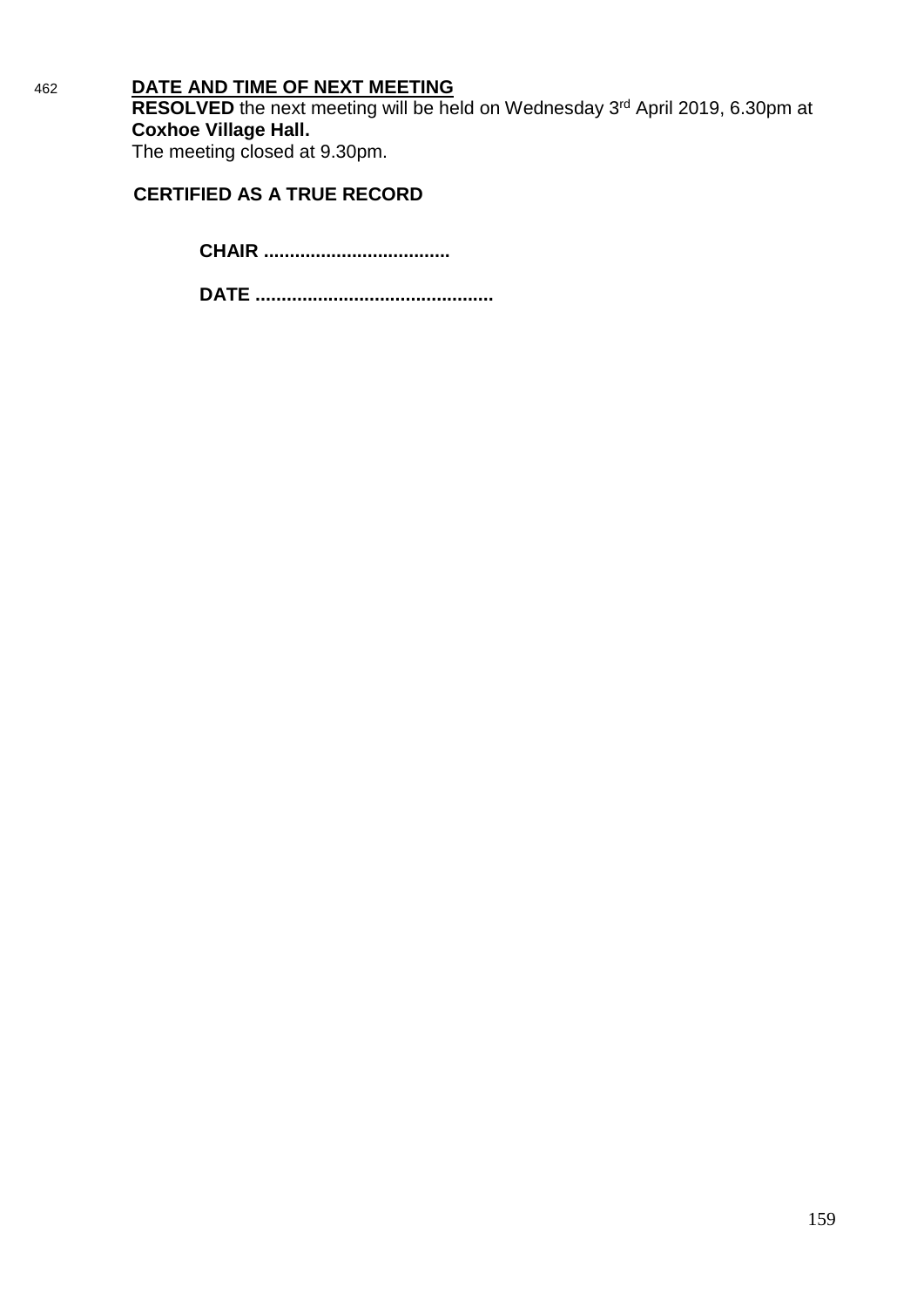462 **DATE AND TIME OF NEXT MEETING**

**RESOLVED** the next meeting will be held on Wednesday 3rd April 2019, 6.30pm at **Coxhoe Village Hall.**

The meeting closed at 9.30pm.

**CERTIFIED AS A TRUE RECORD**

**CHAIR ....................................**

**DATE ..............................................**